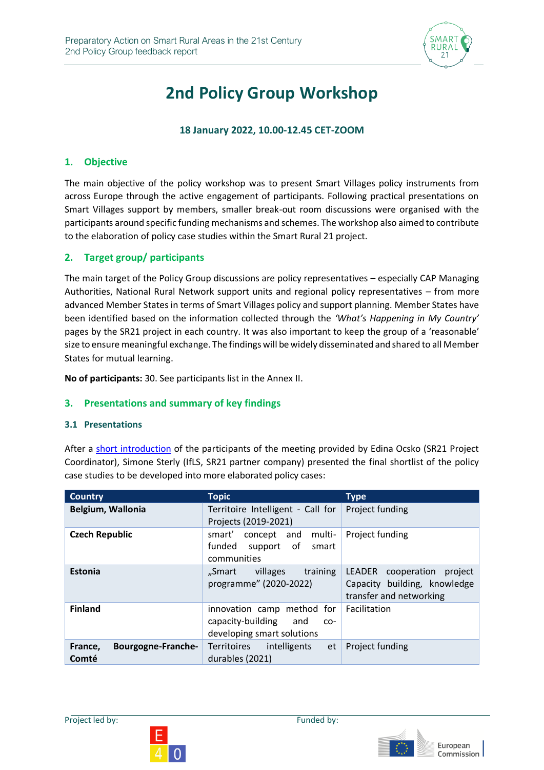# 2nd Policy Group Workshop

**18 January 2022, 10.00-12.45 CET-ZOOM**

## 1. Objective

The main objective of the policy workshop was to present Smart Villages policy instruments from across Europe through the active engagement of participants. Following practical presentations on Smart Villages support by members, smaller break-out room discussions were organised with the participants around specific funding mechanisms and schemes. The workshop also aimed to contribute to the elaboration of policy case studies within the Smart Rural 21 project.

## 2. Target group/ participants

The main target of the Policy Group discussions are policy representatives – especially CAP Managing Authorities, National Rural Network support units and regional policy representatives – from more advanced Member States in terms of Smart Villages policy and support planning. Member States have been identified based on the information collected through the *'What's Happening in My Country'* pages by the SR21 project in each country. It was also important to keep the group of a 'reasonable' size to ensure meaningful exchange. The findings will be widely disseminated and shared to all Member States for mutual learning.

**No of participants:** 30. See participants list in the Annex II.

## 3. Presentations and summary of key findings

### 3.1 Presentations

After a short introduction of the participants of the meeting provided by Edina Ocsko (SR21 Project Coordinator), Simone Sterly (IfLS, SR21 partner company) presented the final shortlist of the policy case studies to be developed into more elaborated policy cases:

| Country | Topic | Type |
|---|---|---|
| **Belgium, Wallonia** | Territoire Intelligent - Call for Projects (2019-2021) | Project funding |
| **Czech Republic** | smart' concept and multi-funded support of smart communities | Project funding |
| **Estonia** | „Smart villages training programme" (2020-2022) | LEADER cooperation project Capacity building, knowledge transfer and networking |
| **Finland** | innovation camp method for capacity-building and co-developing smart solutions | Facilitation |
| **France, Bourgogne-Franche-Comté** | Territoires intelligents et durables (2021) | Project funding |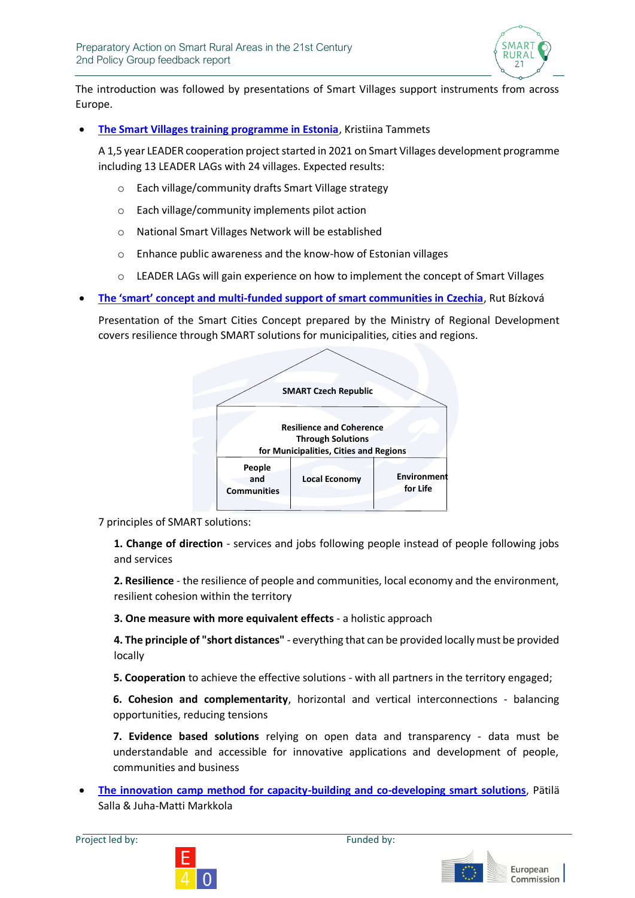The introduction was followed by presentations of Smart Villages support instruments from across Europe.

- **The Smart Villages training programme in Estonia**, Kristiina Tammets

  A 1,5 year LEADER cooperation project started in 2021 on Smart Villages development programme including 13 LEADER LAGs with 24 villages. Expected results:

  - Each village/community drafts Smart Village strategy
  - Each village/community implements pilot action
  - National Smart Villages Network will be established
  - Enhance public awareness and the know-how of Estonian villages
  - LEADER LAGs will gain experience on how to implement the concept of Smart Villages

- **The 'smart' concept and multi-funded support of smart communities in Czechia**, Rut Bízková

  Presentation of the Smart Cities Concept prepared by the Ministry of Regional Development covers resilience through SMART solutions for municipalities, cities and regions.

  | SMART Czech Republic | | |
  |---|---|---|
  | Resilience and Coherence Through Solutions for Municipalities, Cities and Regions | | |
  | People and Communities | Local Economy | Environment for Life |

  7 principles of SMART solutions:

  **1. Change of direction** - services and jobs following people instead of people following jobs and services

  **2. Resilience** - the resilience of people and communities, local economy and the environment, resilient cohesion within the territory

  **3. One measure with more equivalent effects** - a holistic approach

  **4. The principle of "short distances"** - everything that can be provided locally must be provided locally

  **5. Cooperation** to achieve the effective solutions - with all partners in the territory engaged;

  **6. Cohesion and complementarity**, horizontal and vertical interconnections - balancing opportunities, reducing tensions

  **7. Evidence based solutions** relying on open data and transparency - data must be understandable and accessible for innovative applications and development of people, communities and business

- **The innovation camp method for capacity-building and co-developing smart solutions**, Pätilä Salla & Juha-Matti Markkola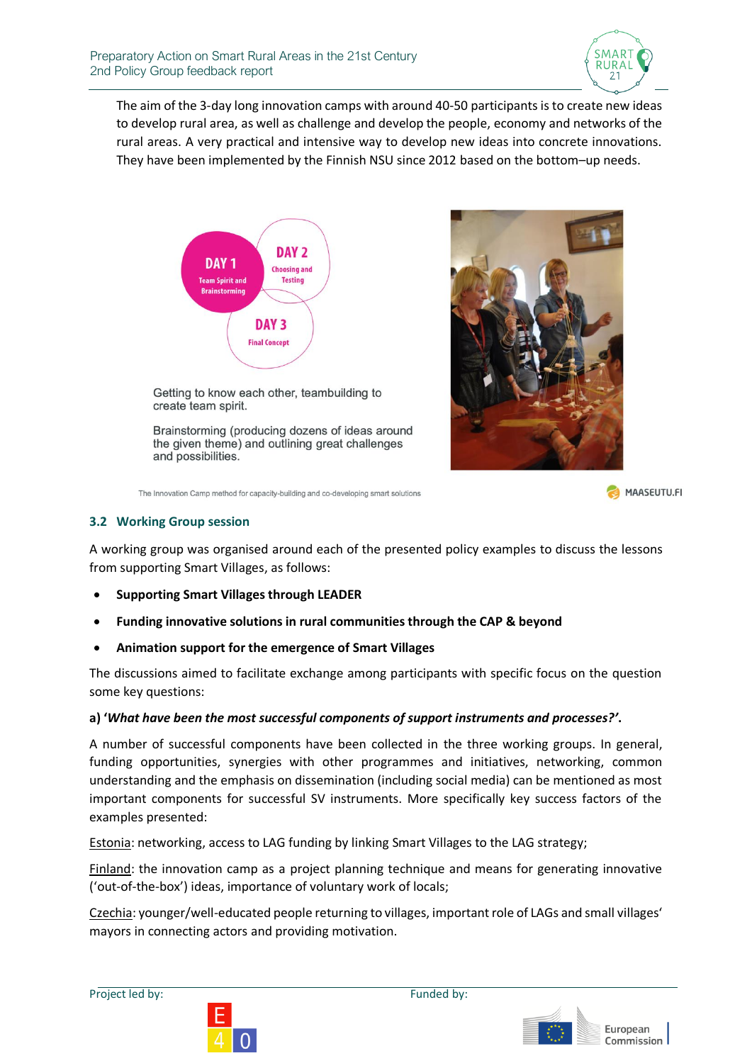The aim of the 3-day long innovation camps with around 40-50 participants is to create new ideas to develop rural area, as well as challenge and develop the people, economy and networks of the rural areas. A very practical and intensive way to develop new ideas into concrete innovations. They have been implemented by the Finnish NSU since 2012 based on the bottom–up needs.

DAY 1 Team Spirit and Brainstorming

DAY 2 Choosing and Testing

DAY 3 Final Concept

Getting to know each other, teambuilding to create team spirit.

Brainstorming (producing dozens of ideas around the given theme) and outlining great challenges and possibilities.

The Innovation Camp method for capacity-building and co-developing smart solutions

MAASEUTU.FI

## 3.2 Working Group session

A working group was organised around each of the presented policy examples to discuss the lessons from supporting Smart Villages, as follows:

- **Supporting Smart Villages through LEADER**
- **Funding innovative solutions in rural communities through the CAP & beyond**
- **Animation support for the emergence of Smart Villages**

The discussions aimed to facilitate exchange among participants with specific focus on the question some key questions:

**a) '*What have been the most successful components of support instruments and processes?*'.**

A number of successful components have been collected in the three working groups. In general, funding opportunities, synergies with other programmes and initiatives, networking, common understanding and the emphasis on dissemination (including social media) can be mentioned as most important components for successful SV instruments. More specifically key success factors of the examples presented:

Estonia: networking, access to LAG funding by linking Smart Villages to the LAG strategy;

Finland: the innovation camp as a project planning technique and means for generating innovative ('out-of-the-box') ideas, importance of voluntary work of locals;

Czechia: younger/well-educated people returning to villages, important role of LAGs and small villages' mayors in connecting actors and providing motivation.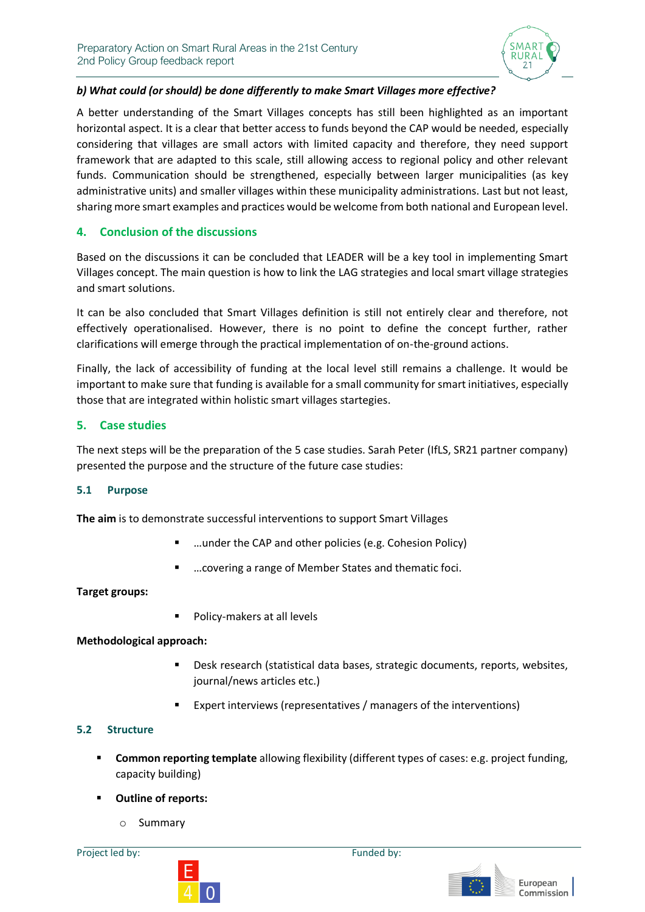***b) What could (or should) be done differently to make Smart Villages more effective?***

A better understanding of the Smart Villages concepts has still been highlighted as an important horizontal aspect. It is a clear that better access to funds beyond the CAP would be needed, especially considering that villages are small actors with limited capacity and therefore, they need support framework that are adapted to this scale, still allowing access to regional policy and other relevant funds. Communication should be strengthened, especially between larger municipalities (as key administrative units) and smaller villages within these municipality administrations. Last but not least, sharing more smart examples and practices would be welcome from both national and European level.

## 4. Conclusion of the discussions

Based on the discussions it can be concluded that LEADER will be a key tool in implementing Smart Villages concept. The main question is how to link the LAG strategies and local smart village strategies and smart solutions.

It can be also concluded that Smart Villages definition is still not entirely clear and therefore, not effectively operationalised. However, there is no point to define the concept further, rather clarifications will emerge through the practical implementation of on-the-ground actions.

Finally, the lack of accessibility of funding at the local level still remains a challenge. It would be important to make sure that funding is available for a small community for smart initiatives, especially those that are integrated within holistic smart villages startegies.

## 5. Case studies

The next steps will be the preparation of the 5 case studies. Sarah Peter (IfLS, SR21 partner company) presented the purpose and the structure of the future case studies:

### 5.1 Purpose

**The aim** is to demonstrate successful interventions to support Smart Villages

- …under the CAP and other policies (e.g. Cohesion Policy)
- …covering a range of Member States and thematic foci.

**Target groups:**

- Policy-makers at all levels

**Methodological approach:**

- Desk research (statistical data bases, strategic documents, reports, websites, journal/news articles etc.)
- Expert interviews (representatives / managers of the interventions)

### 5.2 Structure

- **Common reporting template** allowing flexibility (different types of cases: e.g. project funding, capacity building)
- **Outline of reports:**
  - Summary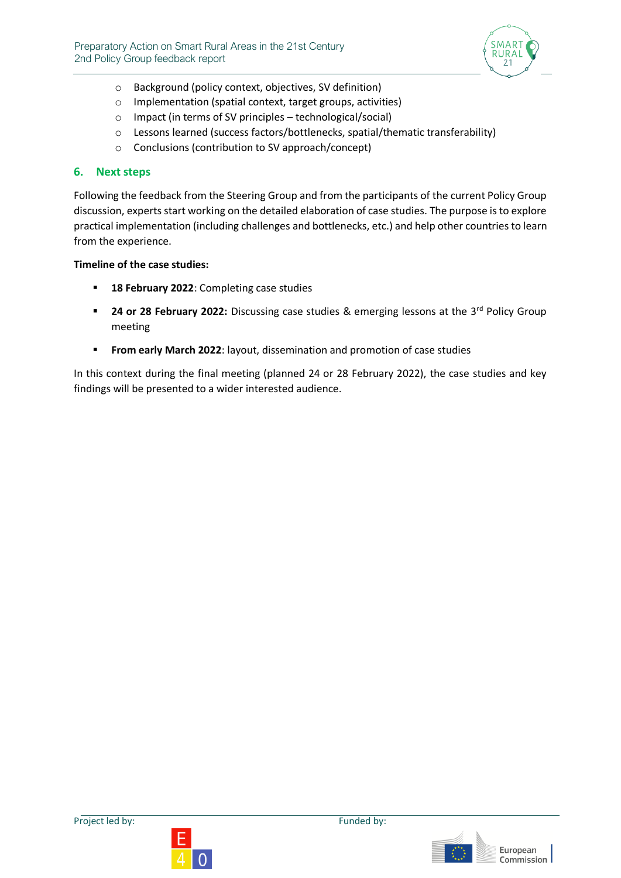- Background (policy context, objectives, SV definition)
- Implementation (spatial context, target groups, activities)
- Impact (in terms of SV principles – technological/social)
- Lessons learned (success factors/bottlenecks, spatial/thematic transferability)
- Conclusions (contribution to SV approach/concept)

## 6. Next steps

Following the feedback from the Steering Group and from the participants of the current Policy Group discussion, experts start working on the detailed elaboration of case studies. The purpose is to explore practical implementation (including challenges and bottlenecks, etc.) and help other countries to learn from the experience.

**Timeline of the case studies:**

- **18 February 2022**: Completing case studies
- **24 or 28 February 2022:** Discussing case studies & emerging lessons at the 3rd Policy Group meeting
- **From early March 2022**: layout, dissemination and promotion of case studies

In this context during the final meeting (planned 24 or 28 February 2022), the case studies and key findings will be presented to a wider interested audience.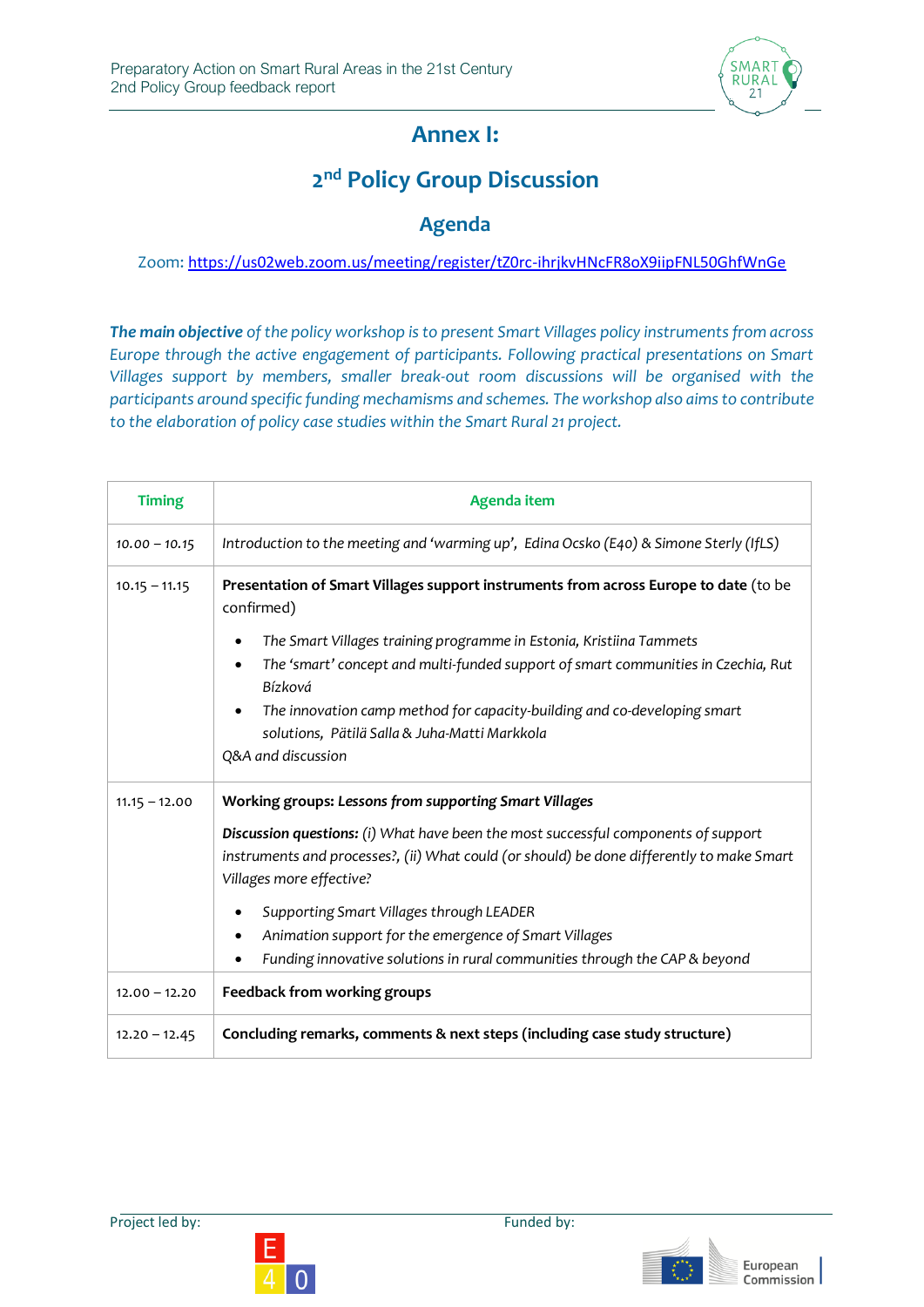# Annex I:

## 2nd Policy Group Discussion

## Agenda

Zoom: https://us02web.zoom.us/meeting/register/tZ0rc-ihrjkvHNcFR8oX9iipFNL50GhfWnGe

***The main objective** of the policy workshop is to present Smart Villages policy instruments from across Europe through the active engagement of participants. Following practical presentations on Smart Villages support by members, smaller break-out room discussions will be organised with the participants around specific funding mechamisms and schemes. The workshop also aims to contribute to the elaboration of policy case studies within the Smart Rural 21 project.*

| Timing | Agenda item |
|---|---|
| 10.00 – 10.15 | *Introduction to the meeting and 'warming up', Edina Ocsko (E40) & Simone Sterly (IfLS)* |
| 10.15 – 11.15 | **Presentation of Smart Villages support instruments from across Europe to date** (to be confirmed)<br>• *The Smart Villages training programme in Estonia, Kristiina Tammets*<br>• *The 'smart' concept and multi-funded support of smart communities in Czechia, Rut Bízková*<br>• *The innovation camp method for capacity-building and co-developing smart solutions, Pätilä Salla & Juha-Matti Markkola*<br>*Q&A and discussion* |
| 11.15 – 12.00 | **Working groups: *Lessons from supporting Smart Villages***<br>***Discussion questions:*** *(i) What have been the most successful components of support instruments and processes?, (ii) What could (or should) be done differently to make Smart Villages more effective?*<br>• *Supporting Smart Villages through LEADER*<br>• *Animation support for the emergence of Smart Villages*<br>• *Funding innovative solutions in rural communities through the CAP & beyond* |
| 12.00 – 12.20 | **Feedback from working groups** |
| 12.20 – 12.45 | **Concluding remarks, comments & next steps (including case study structure)** |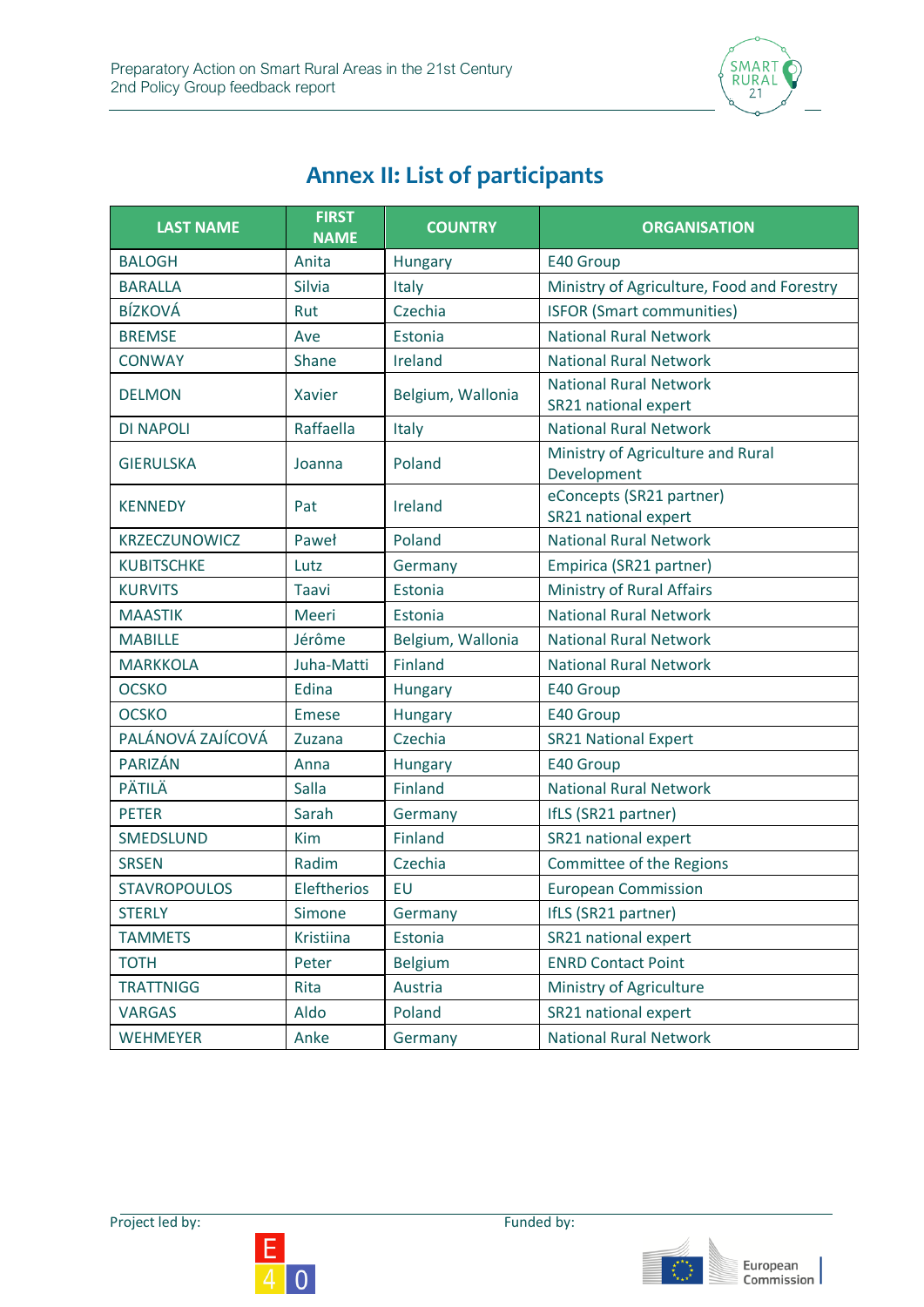# Annex II: List of participants

| LAST NAME | FIRST NAME | COUNTRY | ORGANISATION |
|---|---|---|---|
| BALOGH | Anita | Hungary | E40 Group |
| BARALLA | Silvia | Italy | Ministry of Agriculture, Food and Forestry |
| BÍZKOVÁ | Rut | Czechia | ISFOR (Smart communities) |
| BREMSE | Ave | Estonia | National Rural Network |
| CONWAY | Shane | Ireland | National Rural Network |
| DELMON | Xavier | Belgium, Wallonia | National Rural Network<br>SR21 national expert |
| DI NAPOLI | Raffaella | Italy | National Rural Network |
| GIERULSKA | Joanna | Poland | Ministry of Agriculture and Rural Development |
| KENNEDY | Pat | Ireland | eConcepts (SR21 partner)<br>SR21 national expert |
| KRZECZUNOWICZ | Paweł | Poland | National Rural Network |
| KUBITSCHKE | Lutz | Germany | Empirica (SR21 partner) |
| KURVITS | Taavi | Estonia | Ministry of Rural Affairs |
| MAASTIK | Meeri | Estonia | National Rural Network |
| MABILLE | Jérôme | Belgium, Wallonia | National Rural Network |
| MARKKOLA | Juha-Matti | Finland | National Rural Network |
| OCSKO | Edina | Hungary | E40 Group |
| OCSKO | Emese | Hungary | E40 Group |
| PALÁNOVÁ ZAJÍCOVÁ | Zuzana | Czechia | SR21 National Expert |
| PARIZÁN | Anna | Hungary | E40 Group |
| PÄTILÄ | Salla | Finland | National Rural Network |
| PETER | Sarah | Germany | IfLS (SR21 partner) |
| SMEDSLUND | Kim | Finland | SR21 national expert |
| SRSEN | Radim | Czechia | Committee of the Regions |
| STAVROPOULOS | Eleftherios | EU | European Commission |
| STERLY | Simone | Germany | IfLS (SR21 partner) |
| TAMMETS | Kristiina | Estonia | SR21 national expert |
| TOTH | Peter | Belgium | ENRD Contact Point |
| TRATTNIGG | Rita | Austria | Ministry of Agriculture |
| VARGAS | Aldo | Poland | SR21 national expert |
| WEHMEYER | Anke | Germany | National Rural Network |

Project led by: Funded by: